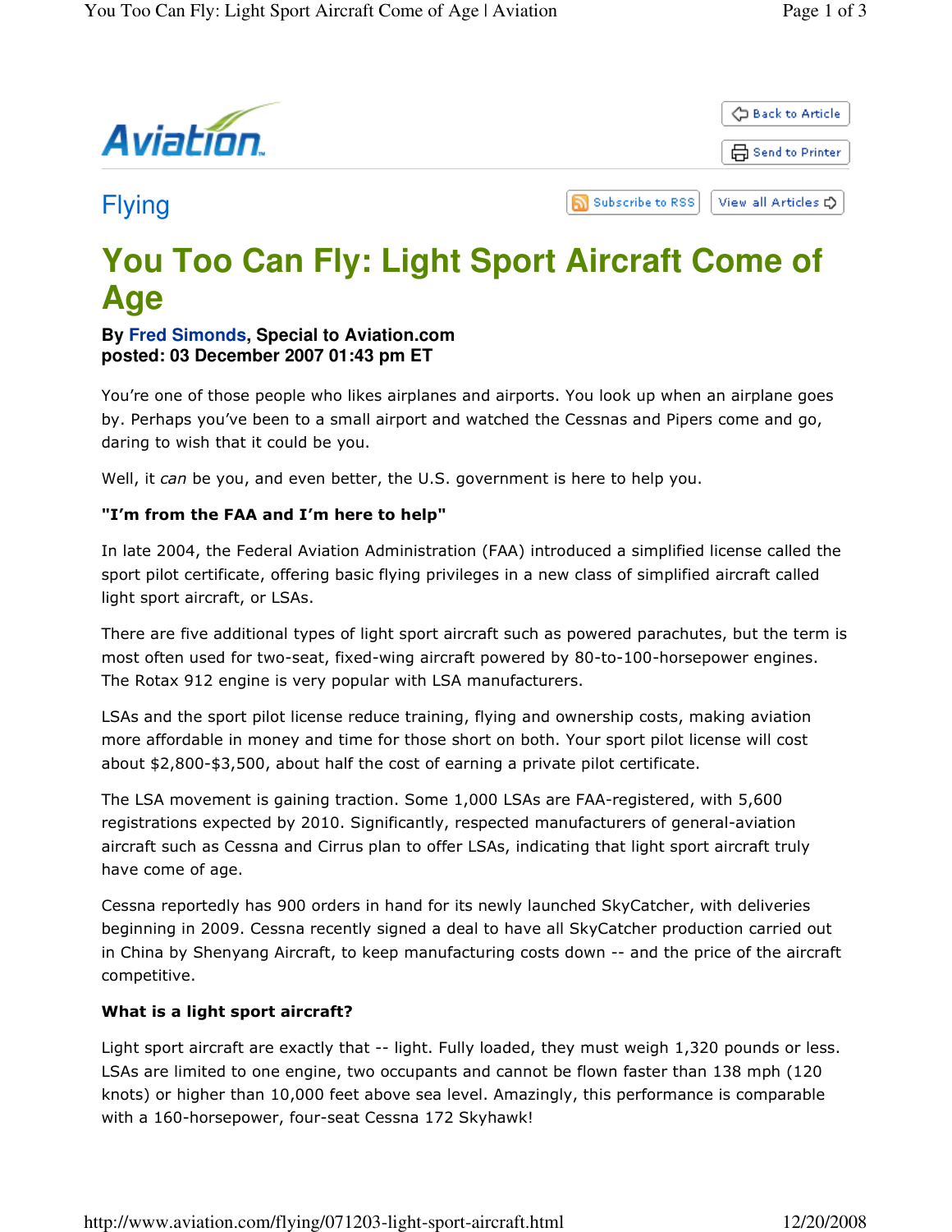Aviation

Back to Article

Send to Printer

## Flying

Subscribe to RSS | View all Articles

# You Too Can Fly: Light Sport Aircraft Come of Age

**By Fred Simonds, Special to Aviation.com**
**posted: 03 December 2007 01:43 pm ET**

You're one of those people who likes airplanes and airports. You look up when an airplane goes by. Perhaps you've been to a small airport and watched the Cessnas and Pipers come and go, daring to wish that it could be you.

Well, it *can* be you, and even better, the U.S. government is here to help you.

**"I'm from the FAA and I'm here to help"**

In late 2004, the Federal Aviation Administration (FAA) introduced a simplified license called the sport pilot certificate, offering basic flying privileges in a new class of simplified aircraft called light sport aircraft, or LSAs.

There are five additional types of light sport aircraft such as powered parachutes, but the term is most often used for two-seat, fixed-wing aircraft powered by 80-to-100-horsepower engines. The Rotax 912 engine is very popular with LSA manufacturers.

LSAs and the sport pilot license reduce training, flying and ownership costs, making aviation more affordable in money and time for those short on both. Your sport pilot license will cost about $2,800-$3,500, about half the cost of earning a private pilot certificate.

The LSA movement is gaining traction. Some 1,000 LSAs are FAA-registered, with 5,600 registrations expected by 2010. Significantly, respected manufacturers of general-aviation aircraft such as Cessna and Cirrus plan to offer LSAs, indicating that light sport aircraft truly have come of age.

Cessna reportedly has 900 orders in hand for its newly launched SkyCatcher, with deliveries beginning in 2009. Cessna recently signed a deal to have all SkyCatcher production carried out in China by Shenyang Aircraft, to keep manufacturing costs down -- and the price of the aircraft competitive.

**What is a light sport aircraft?**

Light sport aircraft are exactly that -- light. Fully loaded, they must weigh 1,320 pounds or less. LSAs are limited to one engine, two occupants and cannot be flown faster than 138 mph (120 knots) or higher than 10,000 feet above sea level. Amazingly, this performance is comparable with a 160-horsepower, four-seat Cessna 172 Skyhawk!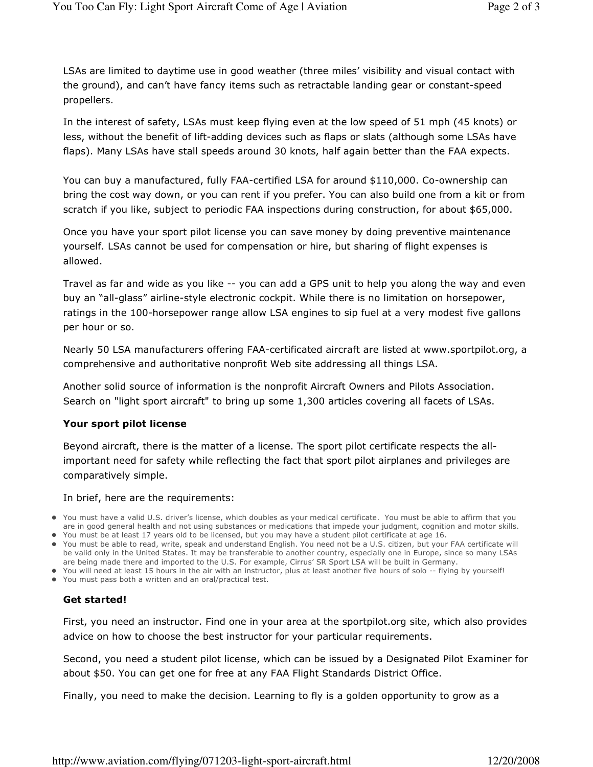LSAs are limited to daytime use in good weather (three miles' visibility and visual contact with the ground), and can't have fancy items such as retractable landing gear or constant-speed propellers.

In the interest of safety, LSAs must keep flying even at the low speed of 51 mph (45 knots) or less, without the benefit of lift-adding devices such as flaps or slats (although some LSAs have flaps). Many LSAs have stall speeds around 30 knots, half again better than the FAA expects.

You can buy a manufactured, fully FAA-certified LSA for around $110,000. Co-ownership can bring the cost way down, or you can rent if you prefer. You can also build one from a kit or from scratch if you like, subject to periodic FAA inspections during construction, for about $65,000.

Once you have your sport pilot license you can save money by doing preventive maintenance yourself. LSAs cannot be used for compensation or hire, but sharing of flight expenses is allowed.

Travel as far and wide as you like -- you can add a GPS unit to help you along the way and even buy an "all-glass" airline-style electronic cockpit. While there is no limitation on horsepower, ratings in the 100-horsepower range allow LSA engines to sip fuel at a very modest five gallons per hour or so.

Nearly 50 LSA manufacturers offering FAA-certificated aircraft are listed at www.sportpilot.org, a comprehensive and authoritative nonprofit Web site addressing all things LSA.

Another solid source of information is the nonprofit Aircraft Owners and Pilots Association. Search on "light sport aircraft" to bring up some 1,300 articles covering all facets of LSAs.

**Your sport pilot license**

Beyond aircraft, there is the matter of a license. The sport pilot certificate respects the all-important need for safety while reflecting the fact that sport pilot airplanes and privileges are comparatively simple.

In brief, here are the requirements:

- You must have a valid U.S. driver's license, which doubles as your medical certificate. You must be able to affirm that you are in good general health and not using substances or medications that impede your judgment, cognition and motor skills.
- You must be at least 17 years old to be licensed, but you may have a student pilot certificate at age 16.
- You must be able to read, write, speak and understand English. You need not be a U.S. citizen, but your FAA certificate will be valid only in the United States. It may be transferable to another country, especially one in Europe, since so many LSAs are being made there and imported to the U.S. For example, Cirrus' SR Sport LSA will be built in Germany.
- You will need at least 15 hours in the air with an instructor, plus at least another five hours of solo -- flying by yourself!
- You must pass both a written and an oral/practical test.

**Get started!**

First, you need an instructor. Find one in your area at the sportpilot.org site, which also provides advice on how to choose the best instructor for your particular requirements.

Second, you need a student pilot license, which can be issued by a Designated Pilot Examiner for about $50. You can get one for free at any FAA Flight Standards District Office.

Finally, you need to make the decision. Learning to fly is a golden opportunity to grow as a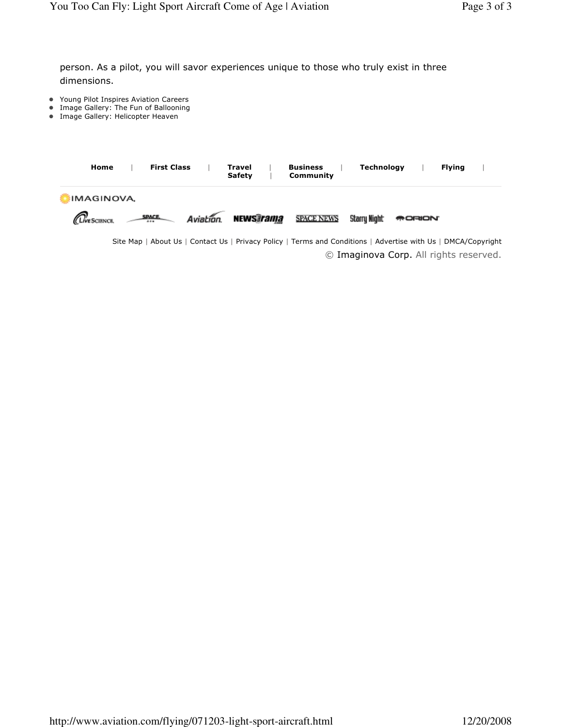person. As a pilot, you will savor experiences unique to those who truly exist in three dimensions.

- Young Pilot Inspires Aviation Careers
- Image Gallery: The Fun of Ballooning
- Image Gallery: Helicopter Heaven

**Home** | **First Class** | **Travel Safety** | **Business Community** | **Technology** | **Flying** |

IMAGINOVA

Site Map | About Us | Contact Us | Privacy Policy | Terms and Conditions | Advertise with Us | DMCA/Copyright

© Imaginova Corp. All rights reserved.